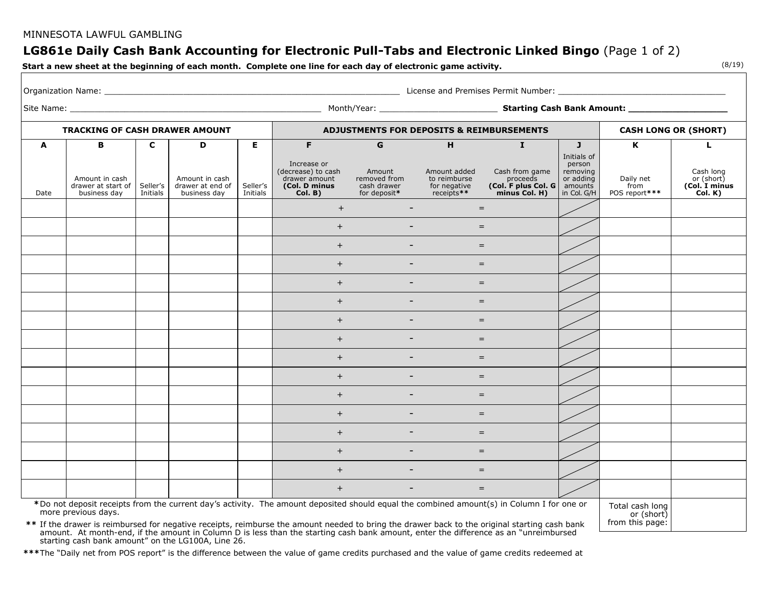MINNESOTA LAWFUL GAMBLING

# LG861e Daily Cash Bank Accounting for Electronic Pull-Tabs and Electronic Linked Bingo (Page 1 of 2)

**Start a new sheet at the beginning of each month. Complete one line for each day of electronic game activity.**

(8/19)

Organization Name: ______________________________ License and Premises Permit Number: ______________________________

Site Name: ______________________________ Month/Year: ____________________ **Starting Cash Bank Amount: ____________________**

| TRACKING OF CASH DRAWER AMOUNT | | | | | ADJUSTMENTS FOR DEPOSITS & REIMBURSEMENTS | | | | | CASH LONG OR (SHORT) | |
|---|---|---|---|---|---|---|---|---|---|---|---|
| **A** | **B** | **C** | **D** | **E** | **F** | **G** | **H** | **I** | **J** | **K** | **L** |
| Date | Amount in cash drawer at start of business day | Seller's Initials | Amount in cash drawer at end of business day | Seller's Initials | Increase or (decrease) to cash drawer amount **(Col. D minus Col. B)** | Amount removed from cash drawer for deposit* | Amount added to reimburse for negative receipts** | Cash from game proceeds **(Col. F plus Col. G minus Col. H)** | Initials of person removing or adding amounts in Col. G/H | Daily net from POS report*** | Cash long or (short) **(Col. I minus Col. K)** |
| | | | | | + | - | = | | | | |
| | | | | | + | - | = | | | | |
| | | | | | + | - | = | | | | |
| | | | | | + | - | = | | | | |
| | | | | | + | - | = | | | | |
| | | | | | + | - | = | | | | |
| | | | | | + | - | = | | | | |
| | | | | | + | - | = | | | | |
| | | | | | + | - | = | | | | |
| | | | | | + | - | = | | | | |
| | | | | | + | - | = | | | | |
| | | | | | + | - | = | | | | |
| | | | | | + | - | = | | | | |
| | | | | | + | - | = | | | | |
| | | | | | + | - | = | | | | |
| | | | | | + | - | = | | | | |
| | | | | | | | | | | Total cash long or (short) from this page: | |

\* Do not deposit receipts from the current day's activity. The amount deposited should equal the combined amount(s) in Column I for one or more previous days.

\*\* If the drawer is reimbursed for negative receipts, reimburse the amount needed to bring the drawer back to the original starting cash bank amount. At month-end, if the amount in Column D is less than the starting cash bank amount, enter the difference as an "unreimbursed starting cash bank amount" on the LG100A, Line 26.

\*\*\*The "Daily net from POS report" is the difference between the value of game credits purchased and the value of game credits redeemed at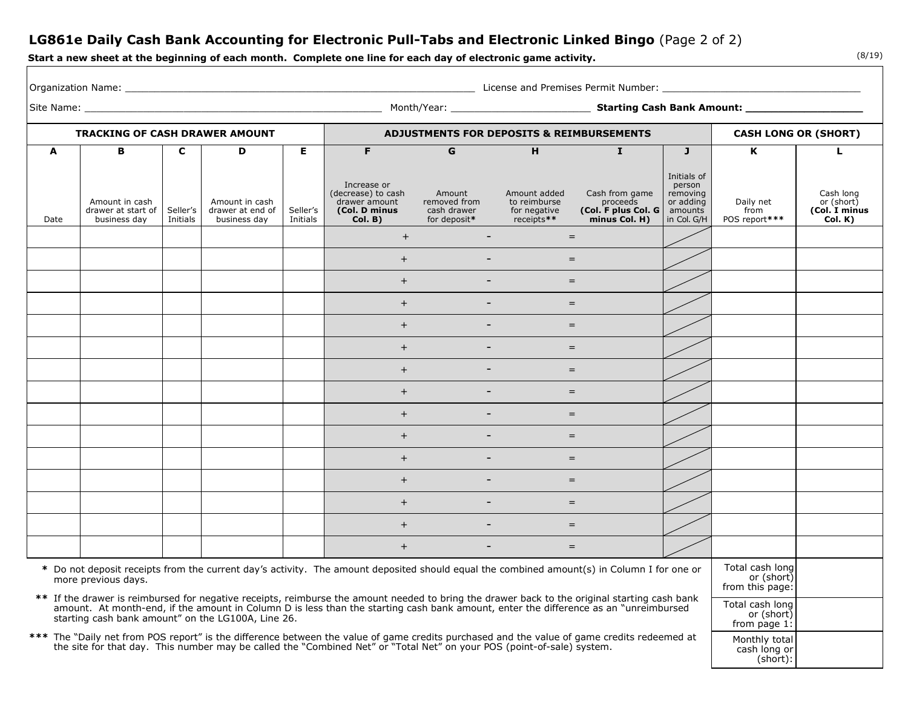## LG861e Daily Cash Bank Accounting for Electronic Pull-Tabs and Electronic Linked Bingo (Page 2 of 2)

**Start a new sheet at the beginning of each month. Complete one line for each day of electronic game activity.**

(8/19)

Organization Name: ______________________________ License and Premises Permit Number: ______________________________

Site Name: ______________________________ Month/Year: ______________________________ **Starting Cash Bank Amount: ______________________________**

| TRACKING OF CASH DRAWER AMOUNT | | | | | ADJUSTMENTS FOR DEPOSITS & REIMBURSEMENTS | | | | | CASH LONG OR (SHORT) | |
|---|---|---|---|---|---|---|---|---|---|---|---|
| **A** | **B** | **C** | **D** | **E** | **F** | **G** | **H** | **I** | **J** | **K** | **L** |
| Date | Amount in cash drawer at start of business day | Seller's Initials | Amount in cash drawer at end of business day | Seller's Initials | Increase or (decrease) to cash drawer amount **(Col. D minus Col. B)** | Amount removed from cash drawer for deposit* | Amount added to reimburse for negative receipts** | Cash from game proceeds **(Col. F plus Col. G minus Col. H)** | Initials of person removing or adding amounts in Col. G/H | Daily net from POS report*** | Cash long or (short) **(Col. I minus Col. K)** |
| | | | | | + | - | = | | | | |
| | | | | | + | - | = | | | | |
| | | | | | + | - | = | | | | |
| | | | | | + | - | = | | | | |
| | | | | | + | - | = | | | | |
| | | | | | + | - | = | | | | |
| | | | | | + | - | = | | | | |
| | | | | | + | - | = | | | | |
| | | | | | + | - | = | | | | |
| | | | | | + | - | = | | | | |
| | | | | | + | - | = | | | | |
| | | | | | + | - | = | | | | |
| | | | | | + | - | = | | | | |
| | | | | | + | - | = | | | | |
| | | | | | + | - | = | | | | |

| | |
|---|---|
| Total cash long or (short) from this page: | |
| Total cash long or (short) from page 1: | |
| Monthly total cash long or (short): | |

\* Do not deposit receipts from the current day's activity. The amount deposited should equal the combined amount(s) in Column I for one or more previous days.

\*\* If the drawer is reimbursed for negative receipts, reimburse the amount needed to bring the drawer back to the original starting cash bank amount. At month-end, if the amount in Column D is less than the starting cash bank amount, enter the difference as an "unreimbursed starting cash bank amount" on the LG100A, Line 26.

\*\*\* The "Daily net from POS report" is the difference between the value of game credits purchased and the value of game credits redeemed at the site for that day. This number may be called the "Combined Net" or "Total Net" on your POS (point-of-sale) system.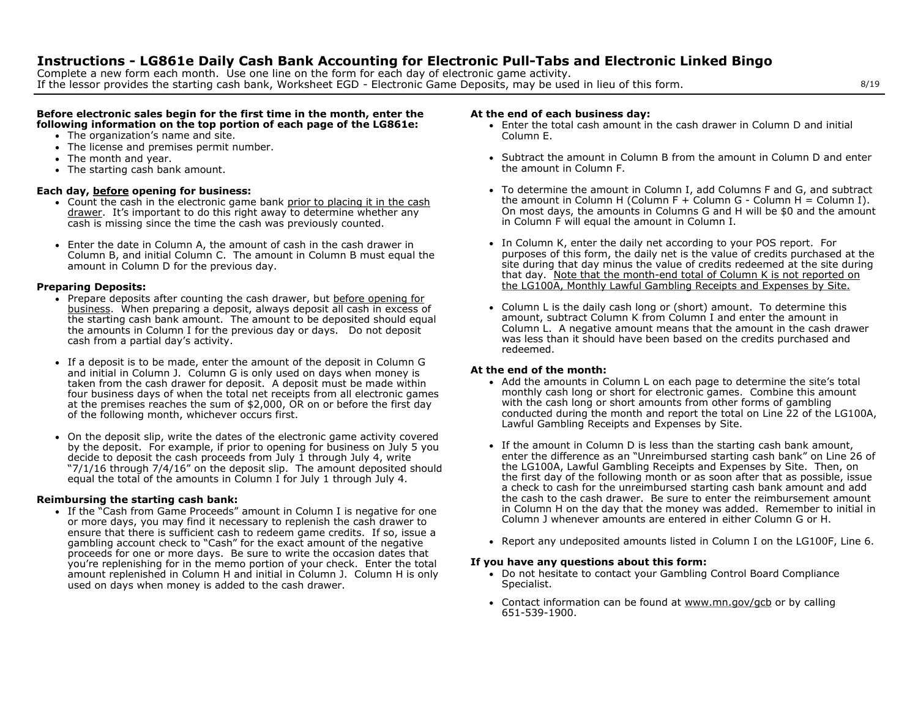# Instructions - LG861e Daily Cash Bank Accounting for Electronic Pull-Tabs and Electronic Linked Bingo

Complete a new form each month. Use one line on the form for each day of electronic game activity.
If the lessor provides the starting cash bank, Worksheet EGD - Electronic Game Deposits, may be used in lieu of this form.

8/19

**Before electronic sales begin for the first time in the month, enter the following information on the top portion of each page of the LG861e:**

- The organization's name and site.
- The license and premises permit number.
- The month and year.
- The starting cash bank amount.

**Each day, before opening for business:**

- Count the cash in the electronic game bank prior to placing it in the cash drawer. It's important to do this right away to determine whether any cash is missing since the time the cash was previously counted.
- Enter the date in Column A, the amount of cash in the cash drawer in Column B, and initial Column C. The amount in Column B must equal the amount in Column D for the previous day.

**Preparing Deposits:**

- Prepare deposits after counting the cash drawer, but before opening for business. When preparing a deposit, always deposit all cash in excess of the starting cash bank amount. The amount to be deposited should equal the amounts in Column I for the previous day or days. Do not deposit cash from a partial day's activity.
- If a deposit is to be made, enter the amount of the deposit in Column G and initial in Column J. Column G is only used on days when money is taken from the cash drawer for deposit. A deposit must be made within four business days of when the total net receipts from all electronic games at the premises reaches the sum of $2,000, OR on or before the first day of the following month, whichever occurs first.
- On the deposit slip, write the dates of the electronic game activity covered by the deposit. For example, if prior to opening for business on July 5 you decide to deposit the cash proceeds from July 1 through July 4, write "7/1/16 through 7/4/16" on the deposit slip. The amount deposited should equal the total of the amounts in Column I for July 1 through July 4.

**Reimbursing the starting cash bank:**

- If the "Cash from Game Proceeds" amount in Column I is negative for one or more days, you may find it necessary to replenish the cash drawer to ensure that there is sufficient cash to redeem game credits. If so, issue a gambling account check to "Cash" for the exact amount of the negative proceeds for one or more days. Be sure to write the occasion dates that you're replenishing for in the memo portion of your check. Enter the total amount replenished in Column H and initial in Column J. Column H is only used on days when money is added to the cash drawer.

**At the end of each business day:**

- Enter the total cash amount in the cash drawer in Column D and initial Column E.
- Subtract the amount in Column B from the amount in Column D and enter the amount in Column F.
- To determine the amount in Column I, add Columns F and G, and subtract the amount in Column H (Column F + Column G - Column H = Column I). On most days, the amounts in Columns G and H will be $0 and the amount in Column F will equal the amount in Column I.
- In Column K, enter the daily net according to your POS report. For purposes of this form, the daily net is the value of credits purchased at the site during that day minus the value of credits redeemed at the site during that day. Note that the month-end total of Column K is not reported on the LG100A, Monthly Lawful Gambling Receipts and Expenses by Site.
- Column L is the daily cash long or (short) amount. To determine this amount, subtract Column K from Column I and enter the amount in Column L. A negative amount means that the amount in the cash drawer was less than it should have been based on the credits purchased and redeemed.

**At the end of the month:**

- Add the amounts in Column L on each page to determine the site's total monthly cash long or short for electronic games. Combine this amount with the cash long or short amounts from other forms of gambling conducted during the month and report the total on Line 22 of the LG100A, Lawful Gambling Receipts and Expenses by Site.
- If the amount in Column D is less than the starting cash bank amount, enter the difference as an "Unreimbursed starting cash bank" on Line 26 of the LG100A, Lawful Gambling Receipts and Expenses by Site. Then, on the first day of the following month or as soon after that as possible, issue a check to cash for the unreimbursed starting cash bank amount and add the cash to the cash drawer. Be sure to enter the reimbursement amount in Column H on the day that the money was added. Remember to initial in Column J whenever amounts are entered in either Column G or H.
- Report any undeposited amounts listed in Column I on the LG100F, Line 6.

**If you have any questions about this form:**

- Do not hesitate to contact your Gambling Control Board Compliance Specialist.
- Contact information can be found at www.mn.gov/gcb or by calling 651-539-1900.